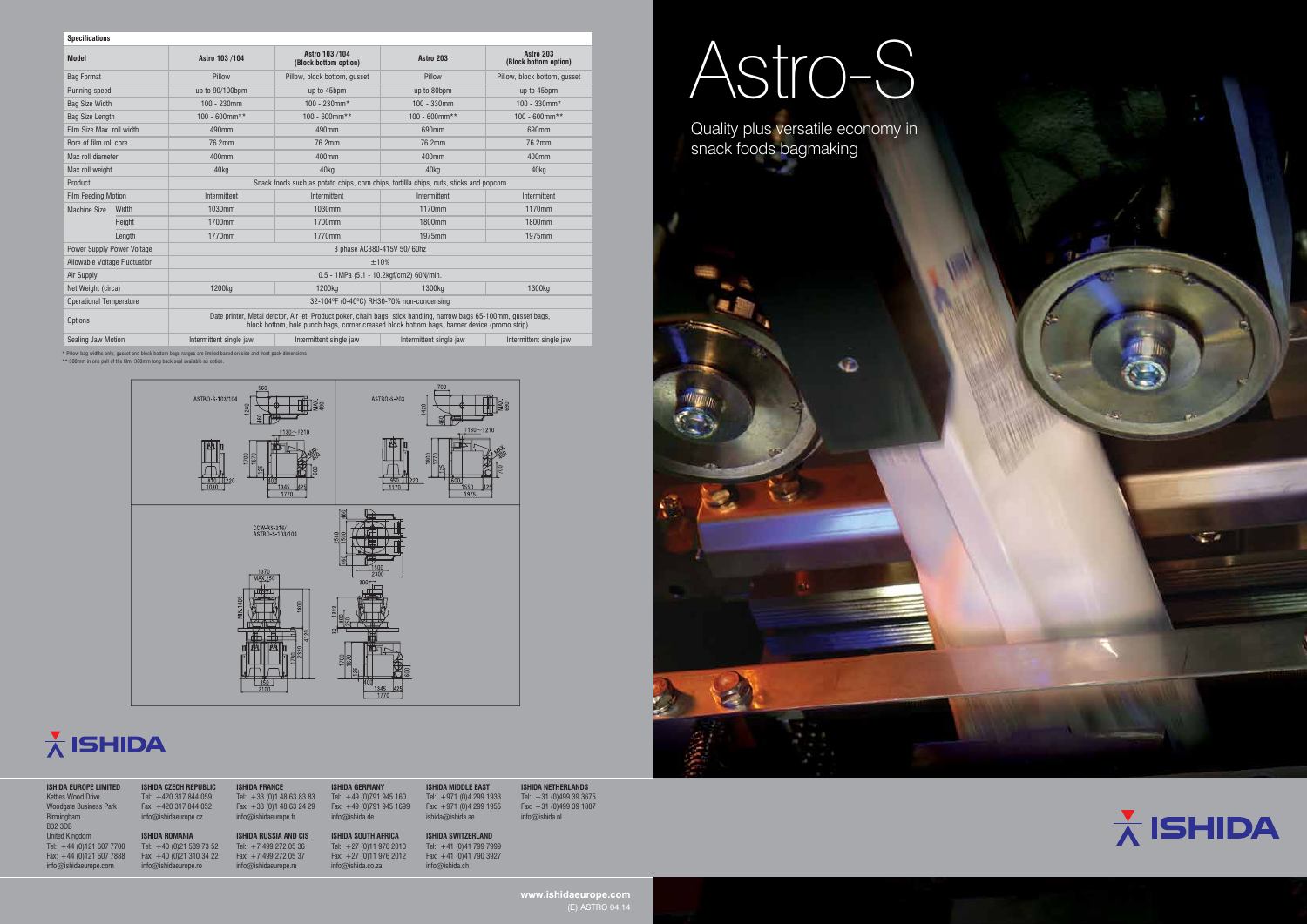# Astro-S

Quality plus versatile economy in snack foods bagmaking

## Specifications

| Model | | Astro 103 /104 | Astro 103 /104 (Block bottom option) | Astro 203 | Astro 203 (Block bottom option) |
|---|---|---|---|---|---|
| Bag Format | | Pillow | Pillow, block bottom, gusset | Pillow | Pillow, block bottom, gusset |
| Running speed | | up to 90/100bpm | up to 45bpm | up to 80bpm | up to 45bpm |
| Bag Size Width | | 100 - 230mm | 100 - 230mm* | 100 - 330mm | 100 - 330mm* |
| Bag Size Length | | 100 - 600mm** | 100 - 600mm** | 100 - 600mm** | 100 - 600mm** |
| Film Size Max. roll width | | 490mm | 490mm | 690mm | 690mm |
| Bore of film roll core | | 76.2mm | 76.2mm | 76.2mm | 76.2mm |
| Max roll diameter | | 400mm | 400mm | 400mm | 400mm |
| Max roll weight | | 40kg | 40kg | 40kg | 40kg |
| Product | | Snack foods such as potato chips, corn chips, tortilla chips, nuts, sticks and popcorn | | | |
| Film Feeding Motion | | Intermittent | Intermittent | Intermittent | Intermittent |
| Machine Size | Width | 1030mm | 1030mm | 1170mm | 1170mm |
| | Height | 1700mm | 1700mm | 1800mm | 1800mm |
| | Length | 1770mm | 1770mm | 1975mm | 1975mm |
| Power Supply Power Voltage | | 3 phase AC380-415V 50/ 60hz | | | |
| Allowable Voltage Fluctuation | | ±10% | | | |
| Air Supply | | 0.5 - 1MPa (5.1 - 10.2kgf/cm2) 60N/min. | | | |
| Net Weight (circa) | | 1200kg | 1200kg | 1300kg | 1300kg |
| Operational Temperature | | 32-104°F (0-40°C) RH30-70% non-condensing | | | |
| Options | | Date printer, Metal detctor, Air jet, Product poker, chain bags, stick handling, narrow bags 65-100mm, gusset bags, block bottom, hole punch bags, corner creased block bottom bags, banner device (promo strip). | | | |
| Sealing Jaw Motion | | Intermittent single jaw | Intermittent single jaw | Intermittent single jaw | Intermittent single jaw |

\* Pillow bag widths only, gusset and block bottom bags ranges are limited based on side and front pack dimensions

\** 300mm in one pull of the film, 360mm long back seal available as option.

ASTRO-S-103/104

ASTRO-S-203

CCW-RS-216/ ASTRO-S-103/104

ISHIDA

**ISHIDA EUROPE LIMITED**
Kettles Wood Drive
Woodgate Business Park
Birmingham
B32 3DB
United Kingdom
Tel: +44 (0)121 607 7700
Fax: +44 (0)121 607 7888
info@ishidaeurope.com

**ISHIDA CZECH REPUBLIC**
Tel: +420 317 844 059
Fax: +420 317 844 052
info@ishidaeurope.cz

**ISHIDA ROMANIA**
Tel: +40 (0)21 589 73 52
Fax: +40 (0)21 310 34 22
info@ishidaeurope.ro

**ISHIDA FRANCE**
Tel: +33 (0)1 48 63 83 83
Fax: +33 (0)1 48 63 24 29
info@ishidaeurope.fr

**ISHIDA RUSSIA AND CIS**
Tel: +7 499 272 05 36
Fax: +7 499 272 05 37
info@ishidaeurope.ru

**ISHIDA GERMANY**
Tel: +49 (0)791 945 160
Fax: +49 (0)791 945 1699
info@ishida.de

**ISHIDA SOUTH AFRICA**
Tel: +27 (0)11 976 2010
Fax: +27 (0)11 976 2012
info@ishida.co.za

**ISHIDA MIDDLE EAST**
Tel: +971 (0)4 299 1933
Fax: +971 (0)4 299 1955
ishida@ishida.ae

**ISHIDA SWITZERLAND**
Tel: +41 (0)41 799 7999
Fax: +41 (0)41 790 3927
info@ishida.ch

**ISHIDA NETHERLANDS**
Tel: +31 (0)499 39 3675
Fax: +31 (0)499 39 1887
info@ishida.nl

ISHIDA

**www.ishidaeurope.com**
(E) ASTRO 04.14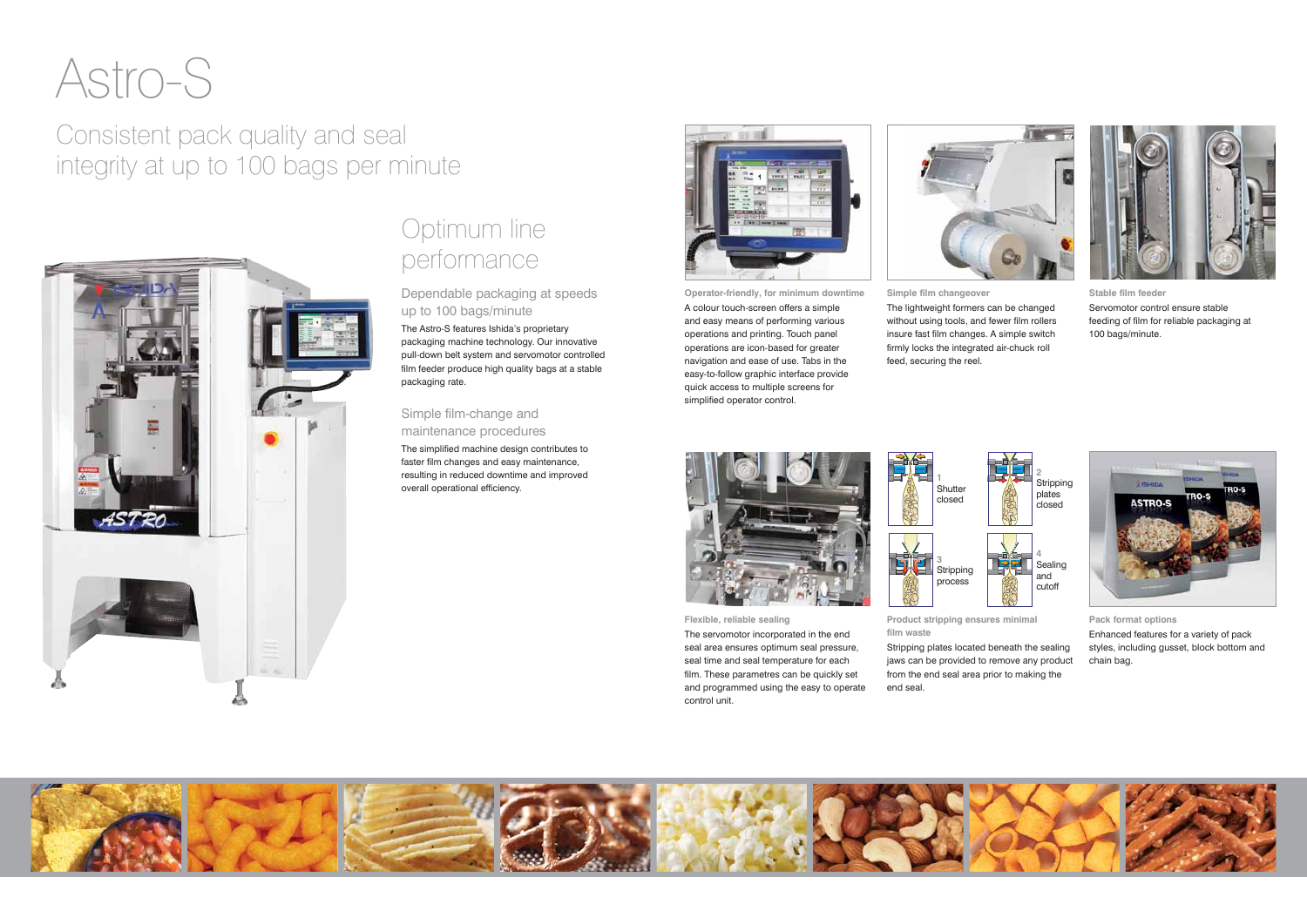# Astro-S

## Consistent pack quality and seal integrity at up to 100 bags per minute

## Optimum line performance

### Dependable packaging at speeds up to 100 bags/minute

The Astro-S features Ishida's proprietary packaging machine technology. Our innovative pull-down belt system and servomotor controlled film feeder produce high quality bags at a stable packaging rate.

### Simple film-change and maintenance procedures

The simplified machine design contributes to faster film changes and easy maintenance, resulting in reduced downtime and improved overall operational efficiency.

**Operator-friendly, for minimum downtime**

A colour touch-screen offers a simple and easy means of performing various operations and printing. Touch panel operations are icon-based for greater navigation and ease of use. Tabs in the easy-to-follow graphic interface provide quick access to multiple screens for simplified operator control.

**Simple film changeover**

The lightweight formers can be changed without using tools, and fewer film rollers insure fast film changes. A simple switch firmly locks the integrated air-chuck roll feed, securing the reel.

**Stable film feeder**

Servomotor control ensure stable feeding of film for reliable packaging at 100 bags/minute.

**Flexible, reliable sealing**

The servomotor incorporated in the end seal area ensures optimum seal pressure, seal time and seal temperature for each film. These parametres can be quickly set and programmed using the easy to operate control unit.

1 Shutter closed

2 Stripping plates closed

3 Stripping process

4 Sealing and cutoff

**Product stripping ensures minimal film waste**

Stripping plates located beneath the sealing jaws can be provided to remove any product from the end seal area prior to making the end seal.

**Pack format options**

Enhanced features for a variety of pack styles, including gusset, block bottom and chain bag.